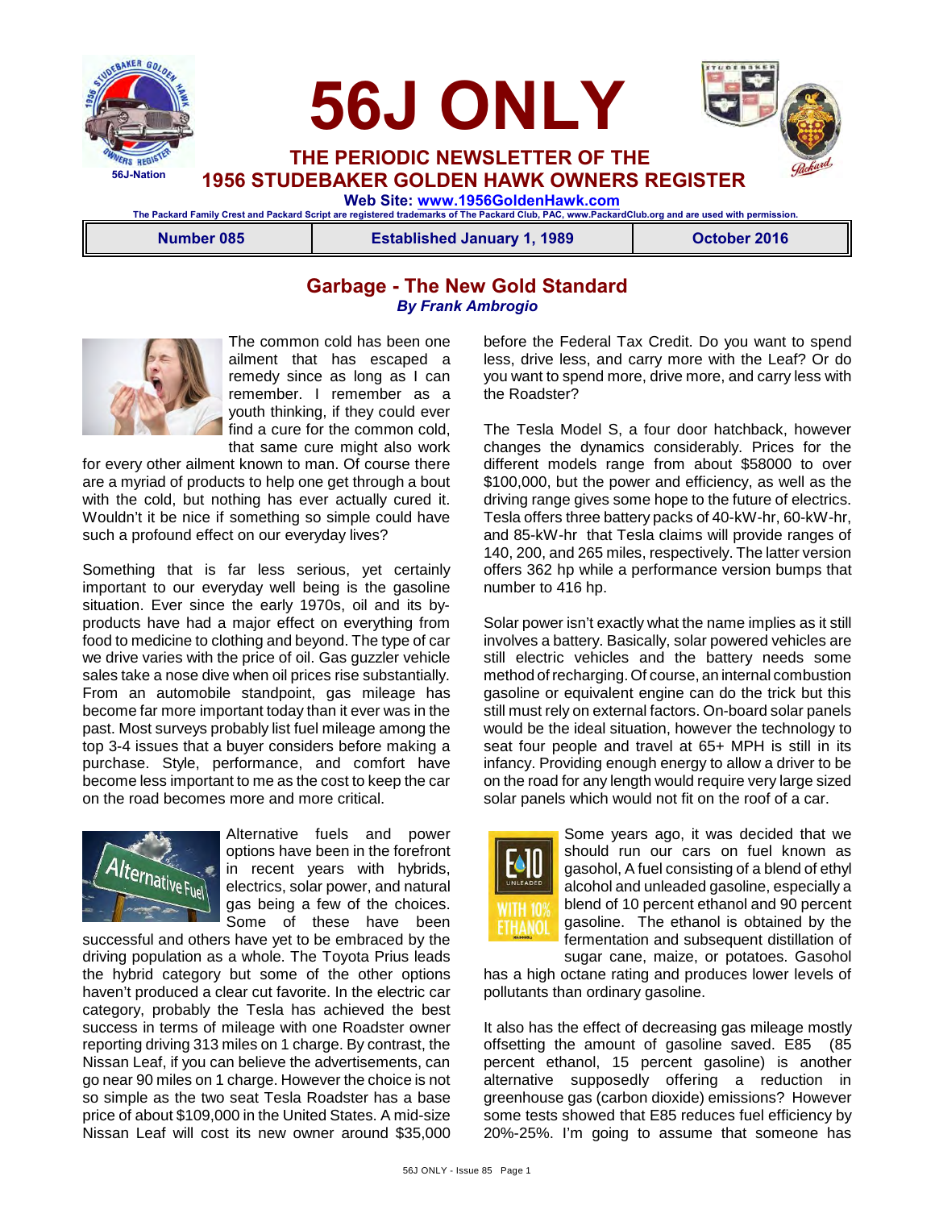# 56J ONLY

## THE PERIODIC NEWSLETTER OF THE 1956 STUDEBAKER GOLDEN HAWK OWNERS REGISTER

**Web Site: www.1956GoldenHawk.com**

The Packard Family Crest and Packard Script are registered trademarks of The Packard Club, PAC, www.PackardClub.org and are used with permission.

| Number 085 | Established January 1, 1989 | October 2016 |
|---|---|---|

## Garbage - The New Gold Standard

***By Frank Ambrogio***

The common cold has been one ailment that has escaped a remedy since as long as I can remember. I remember as a youth thinking, if they could ever find a cure for the common cold, that same cure might also work for every other ailment known to man. Of course there are a myriad of products to help one get through a bout with the cold, but nothing has ever actually cured it. Wouldn't it be nice if something so simple could have such a profound effect on our everyday lives?

Something that is far less serious, yet certainly important to our everyday well being is the gasoline situation. Ever since the early 1970s, oil and its by-products have had a major effect on everything from food to medicine to clothing and beyond. The type of car we drive varies with the price of oil. Gas guzzler vehicle sales take a nose dive when oil prices rise substantially. From an automobile standpoint, gas mileage has become far more important today than it ever was in the past. Most surveys probably list fuel mileage among the top 3-4 issues that a buyer considers before making a purchase. Style, performance, and comfort have become less important to me as the cost to keep the car on the road becomes more and more critical.

Alternative fuels and power options have been in the forefront in recent years with hybrids, electrics, solar power, and natural gas being a few of the choices. Some of these have been successful and others have yet to be embraced by the driving population as a whole. The Toyota Prius leads the hybrid category but some of the other options haven't produced a clear cut favorite. In the electric car category, probably the Tesla has achieved the best success in terms of mileage with one Roadster owner reporting driving 313 miles on 1 charge. By contrast, the Nissan Leaf, if you can believe the advertisements, can go near 90 miles on 1 charge. However the choice is not so simple as the two seat Tesla Roadster has a base price of about $109,000 in the United States. A mid-size Nissan Leaf will cost its new owner around $35,000 before the Federal Tax Credit. Do you want to spend less, drive less, and carry more with the Leaf? Or do you want to spend more, drive more, and carry less with the Roadster?

The Tesla Model S, a four door hatchback, however changes the dynamics considerably. Prices for the different models range from about $58000 to over $100,000, but the power and efficiency, as well as the driving range gives some hope to the future of electrics. Tesla offers three battery packs of 40-kW-hr, 60-kW-hr, and 85-kW-hr that Tesla claims will provide ranges of 140, 200, and 265 miles, respectively. The latter version offers 362 hp while a performance version bumps that number to 416 hp.

Solar power isn't exactly what the name implies as it still involves a battery. Basically, solar powered vehicles are still electric vehicles and the battery needs some method of recharging. Of course, an internal combustion gasoline or equivalent engine can do the trick but this still must rely on external factors. On-board solar panels would be the ideal situation, however the technology to seat four people and travel at 65+ MPH is still in its infancy. Providing enough energy to allow a driver to be on the road for any length would require very large sized solar panels which would not fit on the roof of a car.

Some years ago, it was decided that we should run our cars on fuel known as gasohol, A fuel consisting of a blend of ethyl alcohol and unleaded gasoline, especially a blend of 10 percent ethanol and 90 percent gasoline. The ethanol is obtained by the fermentation and subsequent distillation of sugar cane, maize, or potatoes. Gasohol has a high octane rating and produces lower levels of pollutants than ordinary gasoline.

It also has the effect of decreasing gas mileage mostly offsetting the amount of gasoline saved. E85 (85 percent ethanol, 15 percent gasoline) is another alternative supposedly offering a reduction in greenhouse gas (carbon dioxide) emissions? However some tests showed that E85 reduces fuel efficiency by 20%-25%. I'm going to assume that someone has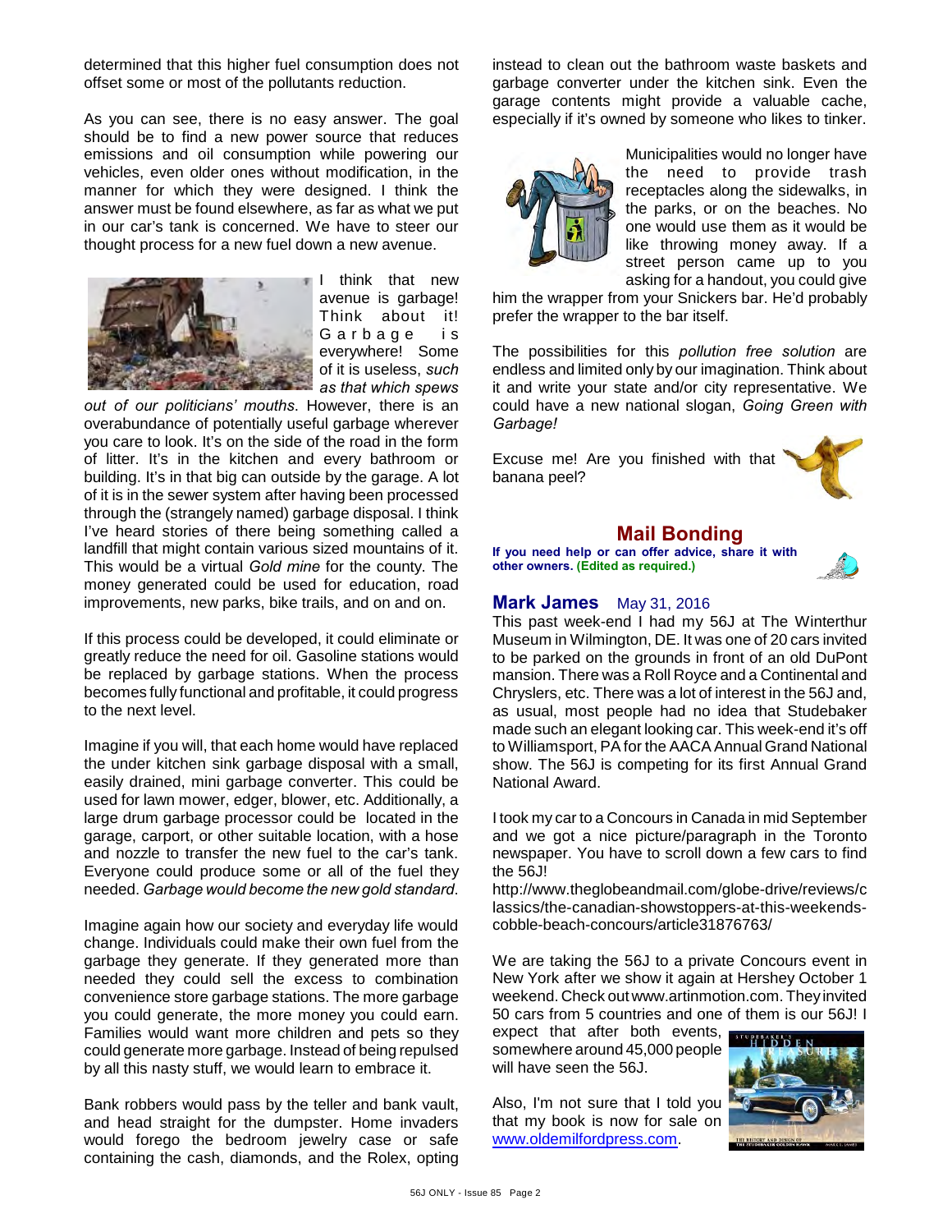determined that this higher fuel consumption does not offset some or most of the pollutants reduction.

As you can see, there is no easy answer. The goal should be to find a new power source that reduces emissions and oil consumption while powering our vehicles, even older ones without modification, in the manner for which they were designed. I think the answer must be found elsewhere, as far as what we put in our car's tank is concerned. We have to steer our thought process for a new fuel down a new avenue.

I think that new avenue is garbage! Think about it! Garbage is everywhere! Some of it is useless, *such as that which spews out of our politicians' mouths*. However, there is an overabundance of potentially useful garbage wherever you care to look. It's on the side of the road in the form of litter. It's in the kitchen and every bathroom or building. It's in that big can outside by the garage. A lot of it is in the sewer system after having been processed through the (strangely named) garbage disposal. I think I've heard stories of there being something called a landfill that might contain various sized mountains of it. This would be a virtual *Gold mine* for the county. The money generated could be used for education, road improvements, new parks, bike trails, and on and on.

If this process could be developed, it could eliminate or greatly reduce the need for oil. Gasoline stations would be replaced by garbage stations. When the process becomes fully functional and profitable, it could progress to the next level.

Imagine if you will, that each home would have replaced the under kitchen sink garbage disposal with a small, easily drained, mini garbage converter. This could be used for lawn mower, edger, blower, etc. Additionally, a large drum garbage processor could be located in the garage, carport, or other suitable location, with a hose and nozzle to transfer the new fuel to the car's tank. Everyone could produce some or all of the fuel they needed. *Garbage would become the new gold standard*.

Imagine again how our society and everyday life would change. Individuals could make their own fuel from the garbage they generate. If they generated more than needed they could sell the excess to combination convenience store garbage stations. The more garbage you could generate, the more money you could earn. Families would want more children and pets so they could generate more garbage. Instead of being repulsed by all this nasty stuff, we would learn to embrace it.

Bank robbers would pass by the teller and bank vault, and head straight for the dumpster. Home invaders would forego the bedroom jewelry case or safe containing the cash, diamonds, and the Rolex, opting instead to clean out the bathroom waste baskets and garbage converter under the kitchen sink. Even the garage contents might provide a valuable cache, especially if it's owned by someone who likes to tinker.

Municipalities would no longer have the need to provide trash receptacles along the sidewalks, in the parks, or on the beaches. No one would use them as it would be like throwing money away. If a street person came up to you asking for a handout, you could give him the wrapper from your Snickers bar. He'd probably prefer the wrapper to the bar itself.

The possibilities for this *pollution free solution* are endless and limited only by our imagination. Think about it and write your state and/or city representative. We could have a new national slogan, *Going Green with Garbage!*

Excuse me! Are you finished with that banana peel?

## Mail Bonding

**If you need help or can offer advice, share it with other owners. (Edited as required.)**

### Mark James May 31, 2016

This past week-end I had my 56J at The Winterthur Museum in Wilmington, DE. It was one of 20 cars invited to be parked on the grounds in front of an old DuPont mansion. There was a Roll Royce and a Continental and Chryslers, etc. There was a lot of interest in the 56J and, as usual, most people had no idea that Studebaker made such an elegant looking car. This week-end it's off to Williamsport, PA for the AACA Annual Grand National show. The 56J is competing for its first Annual Grand National Award.

I took my car to a Concours in Canada in mid September and we got a nice picture/paragraph in the Toronto newspaper. You have to scroll down a few cars to find the 56J!

http://www.theglobeandmail.com/globe-drive/reviews/classics/the-canadian-showstoppers-at-this-weekends-cobble-beach-concours/article31876763/

We are taking the 56J to a private Concours event in New York after we show it again at Hershey October 1 weekend. Check out www.artinmotion.com. They invited 50 cars from 5 countries and one of them is our 56J! I expect that after both events, somewhere around 45,000 people will have seen the 56J.

Also, I'm not sure that I told you that my book is now for sale on www.oldemilfordpress.com.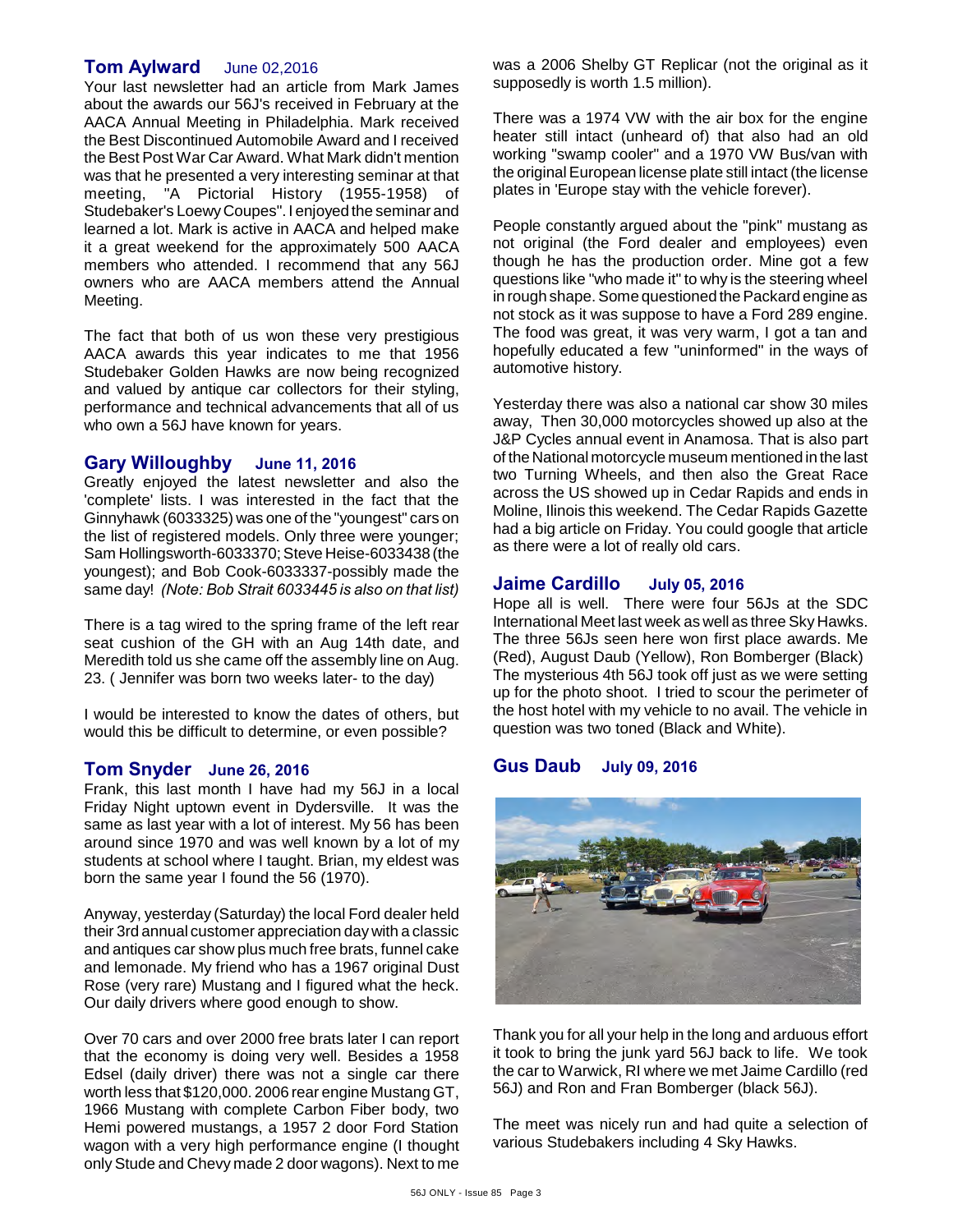## Tom Aylward June 02,2016

Your last newsletter had an article from Mark James about the awards our 56J's received in February at the AACA Annual Meeting in Philadelphia. Mark received the Best Discontinued Automobile Award and I received the Best Post War Car Award. What Mark didn't mention was that he presented a very interesting seminar at that meeting, "A Pictorial History (1955-1958) of Studebaker's Loewy Coupes". I enjoyed the seminar and learned a lot. Mark is active in AACA and helped make it a great weekend for the approximately 500 AACA members who attended. I recommend that any 56J owners who are AACA members attend the Annual Meeting.

The fact that both of us won these very prestigious AACA awards this year indicates to me that 1956 Studebaker Golden Hawks are now being recognized and valued by antique car collectors for their styling, performance and technical advancements that all of us who own a 56J have known for years.

## Gary Willoughby June 11, 2016

Greatly enjoyed the latest newsletter and also the 'complete' lists. I was interested in the fact that the Ginnyhawk (6033325) was one of the "youngest" cars on the list of registered models. Only three were younger; Sam Hollingsworth-6033370; Steve Heise-6033438 (the youngest); and Bob Cook-6033337-possibly made the same day! *(Note: Bob Strait 6033445 is also on that list)*

There is a tag wired to the spring frame of the left rear seat cushion of the GH with an Aug 14th date, and Meredith told us she came off the assembly line on Aug. 23. ( Jennifer was born two weeks later- to the day)

I would be interested to know the dates of others, but would this be difficult to determine, or even possible?

## Tom Snyder June 26, 2016

Frank, this last month I have had my 56J in a local Friday Night uptown event in Dydersville. It was the same as last year with a lot of interest. My 56 has been around since 1970 and was well known by a lot of my students at school where I taught. Brian, my eldest was born the same year I found the 56 (1970).

Anyway, yesterday (Saturday) the local Ford dealer held their 3rd annual customer appreciation day with a classic and antiques car show plus much free brats, funnel cake and lemonade. My friend who has a 1967 original Dust Rose (very rare) Mustang and I figured what the heck. Our daily drivers where good enough to show.

Over 70 cars and over 2000 free brats later I can report that the economy is doing very well. Besides a 1958 Edsel (daily driver) there was not a single car there worth less that $120,000. 2006 rear engine Mustang GT, 1966 Mustang with complete Carbon Fiber body, two Hemi powered mustangs, a 1957 2 door Ford Station wagon with a very high performance engine (I thought only Stude and Chevy made 2 door wagons). Next to me was a 2006 Shelby GT Replicar (not the original as it supposedly is worth 1.5 million).

There was a 1974 VW with the air box for the engine heater still intact (unheard of) that also had an old working "swamp cooler" and a 1970 VW Bus/van with the original European license plate still intact (the license plates in 'Europe stay with the vehicle forever).

People constantly argued about the "pink" mustang as not original (the Ford dealer and employees) even though he has the production order. Mine got a few questions like "who made it" to why is the steering wheel in rough shape. Some questioned the Packard engine as not stock as it was suppose to have a Ford 289 engine. The food was great, it was very warm, I got a tan and hopefully educated a few "uninformed" in the ways of automotive history.

Yesterday there was also a national car show 30 miles away, Then 30,000 motorcycles showed up also at the J&P Cycles annual event in Anamosa. That is also part of the National motorcycle museum mentioned in the last two Turning Wheels, and then also the Great Race across the US showed up in Cedar Rapids and ends in Moline, Ilinois this weekend. The Cedar Rapids Gazette had a big article on Friday. You could google that article as there were a lot of really old cars.

## Jaime Cardillo July 05, 2016

Hope all is well. There were four 56Js at the SDC International Meet last week as well as three Sky Hawks. The three 56Js seen here won first place awards. Me (Red), August Daub (Yellow), Ron Bomberger (Black) The mysterious 4th 56J took off just as we were setting up for the photo shoot. I tried to scour the perimeter of the host hotel with my vehicle to no avail. The vehicle in question was two toned (Black and White).

## Gus Daub July 09, 2016

Thank you for all your help in the long and arduous effort it took to bring the junk yard 56J back to life. We took the car to Warwick, RI where we met Jaime Cardillo (red 56J) and Ron and Fran Bomberger (black 56J).

The meet was nicely run and had quite a selection of various Studebakers including 4 Sky Hawks.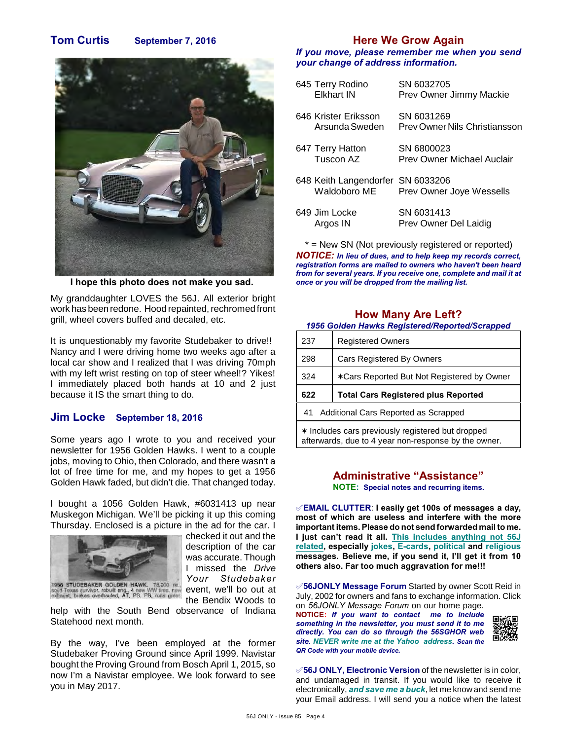## Tom Curtis    September 7, 2016

**I hope this photo does not make you sad.**

My granddaughter LOVES the 56J. All exterior bright work has been redone. Hood repainted, rechromed front grill, wheel covers buffed and decaled, etc.

It is unquestionably my favorite Studebaker to drive!! Nancy and I were driving home two weeks ago after a local car show and I realized that I was driving 70mph with my left wrist resting on top of steer wheel!? Yikes! I immediately placed both hands at 10 and 2 just because it IS the smart thing to do.

## Jim Locke    September 18, 2016

Some years ago I wrote to you and received your newsletter for 1956 Golden Hawks. I went to a couple jobs, moving to Ohio, then Colorado, and there wasn't a lot of free time for me, and my hopes to get a 1956 Golden Hawk faded, but didn't die. That changed today.

I bought a 1056 Golden Hawk, #6031413 up near Muskegon Michigan. We'll be picking it up this coming Thursday. Enclosed is a picture in the ad for the car. I checked it out and the description of the car was accurate. Though I missed the *Drive Your Studebaker* event, we'll be out at the Bendix Woods to help with the South Bend observance of Indiana Statehood next month.

1956 STUDEBAKER GOLDEN HAWK. 78,000 mi., solid Texas survivor, rebuilt eng., 4 new WW tires, new exhaust, brakes overhauled, AT, PS, PB, runs great.

By the way, I've been employed at the former Studebaker Proving Ground since April 1999. Navistar bought the Proving Ground from Bosch April 1, 2015, so now I'm a Navistar employee. We look forward to see you in May 2017.

## Here We Grow Again

***If you move, please remember me when you send your change of address information.***

| | |
|---|---|
| 645 Terry Rodino<br>Elkhart IN | SN 6032705<br>Prev Owner Jimmy Mackie |
| 646 Krister Eriksson<br>Arsunda Sweden | SN 6031269<br>Prev Owner Nils Christiansson |
| 647 Terry Hatton<br>Tuscon AZ | SN 6800023<br>Prev Owner Michael Auclair |
| 648 Keith Langendorfer<br>Waldoboro ME | SN 6033206<br>Prev Owner Joye Wessells |
| 649 Jim Locke<br>Argos IN | SN 6031413<br>Prev Owner Del Laidig |

* = New SN (Not previously registered or reported)

***NOTICE:** In lieu of dues, and to help keep my records correct, registration forms are mailed to owners who haven't been heard from for several years. If you receive one, complete and mail it at once or you will be dropped from the mailing list.*

## How Many Are Left?

*1956 Golden Hawks Registered/Reported/Scrapped*

| | |
|---|---|
| 237 | Registered Owners |
| 298 | Cars Registered By Owners |
| 324 | ✶Cars Reported But Not Registered by Owner |
| **622** | **Total Cars Registered plus Reported** |
| 41 Additional Cars Reported as Scrapped | |
| ✶ Includes cars previously registered but dropped afterwards, due to 4 year non-response by the owner. | |

## Administrative "Assistance"

**NOTE: Special notes and recurring items.**

✐**EMAIL CLUTTER: I easily get 100s of messages a day, most of which are useless and interfere with the more important items. Please do not send forwarded mail to me. I just can't read it all. This includes anything not 56J related, especially jokes, E-cards, political and religious messages. Believe me, if you send it, I'll get it from 10 others also. Far too much aggravation for me!!!**

✐**56JONLY Message Forum** Started by owner Scott Reid in July, 2002 for owners and fans to exchange information. Click on *56JONLY Message Forum* on our home page.

***NOTICE: If you want to contact me to include something in the newsletter, you must send it to me directly. You can do so through the 56SGHOR web site. NEVER write me at the Yahoo address. Scan the QR Code with your mobile device.***

✐**56J ONLY, Electronic Version** of the newsletter is in color, and undamaged in transit. If you would like to receive it electronically, ***and save me a buck***, let me know and send me your Email address. I will send you a notice when the latest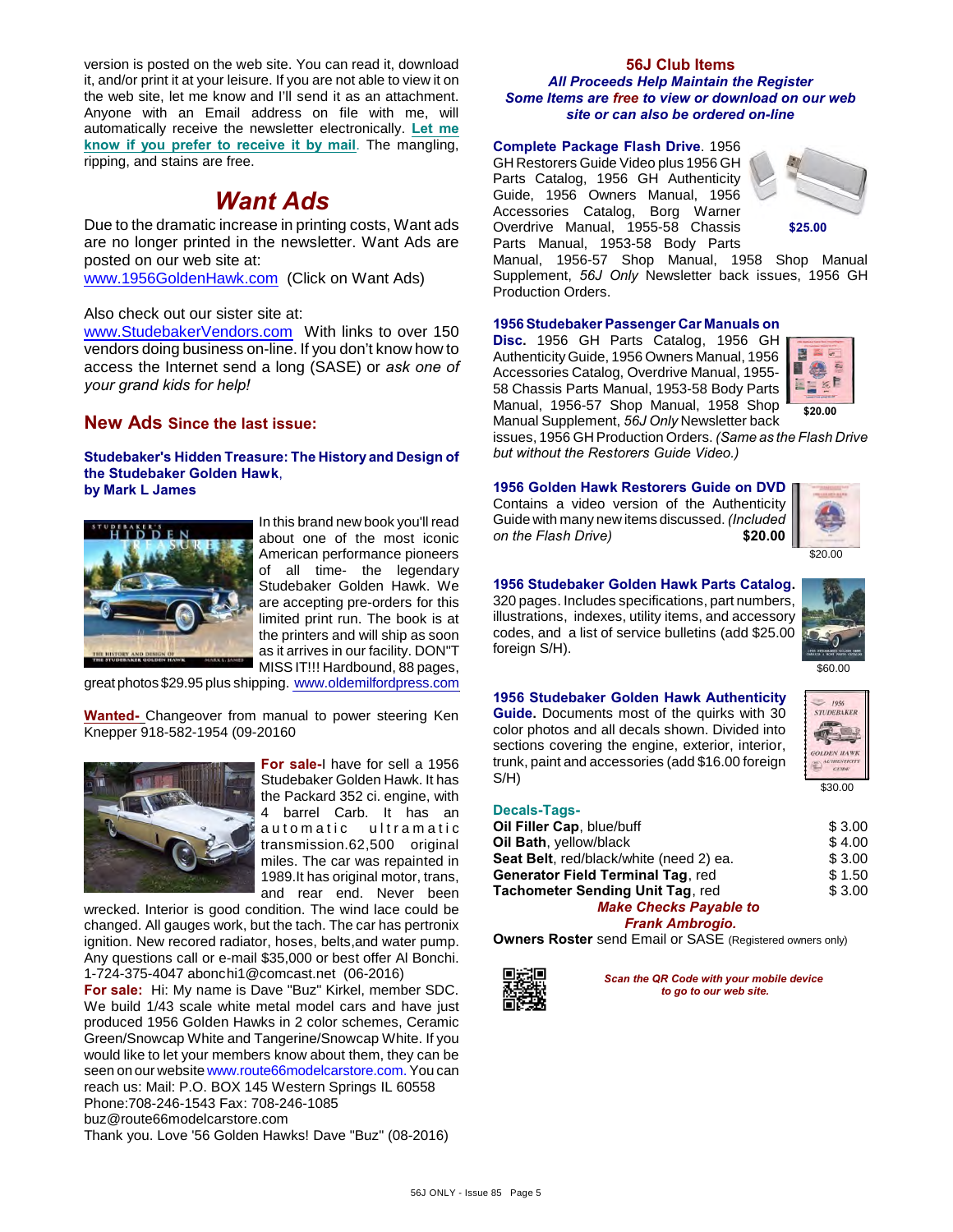version is posted on the web site. You can read it, download it, and/or print it at your leisure. If you are not able to view it on the web site, let me know and I'll send it as an attachment. Anyone with an Email address on file with me, will automatically receive the newsletter electronically. **Let me know if you prefer to receive it by mail**. The mangling, ripping, and stains are free.

# *Want Ads*

Due to the dramatic increase in printing costs, Want ads are no longer printed in the newsletter. Want Ads are posted on our web site at:
www.1956GoldenHawk.com (Click on Want Ads)

Also check out our sister site at:
www.StudebakerVendors.com With links to over 150 vendors doing business on-line. If you don't know how to access the Internet send a long (SASE) or *ask one of your grand kids for help!*

## New Ads Since the last issue:

**Studebaker's Hidden Treasure: The History and Design of the Studebaker Golden Hawk, by Mark L James**

In this brand new book you'll read about one of the most iconic American performance pioneers of all time- the legendary Studebaker Golden Hawk. We are accepting pre-orders for this limited print run. The book is at the printers and will ship as soon as it arrives in our facility. DON"T MISS IT!!! Hardbound, 88 pages, great photos $29.95 plus shipping. www.oldemilfordpress.com

**Wanted-** Changeover from manual to power steering Ken Knepper 918-582-1954 (09-20160

**For sale-**I have for sell a 1956 Studebaker Golden Hawk. It has the Packard 352 ci. engine, with 4 barrel Carb. It has an automatic ultramatic transmission.62,500 original miles. The car was repainted in 1989.It has original motor, trans, and rear end. Never been wrecked. Interior is good condition. The wind lace could be changed. All gauges work, but the tach. The car has pertronix ignition. New recored radiator, hoses, belts,and water pump. Any questions call or e-mail $35,000 or best offer Al Bonchi. 1-724-375-4047 abonchi1@comcast.net (06-2016)

**For sale:** Hi: My name is Dave "Buz" Kirkel, member SDC. We build 1/43 scale white metal model cars and have just produced 1956 Golden Hawks in 2 color schemes, Ceramic Green/Snowcap White and Tangerine/Snowcap White. If you would like to let your members know about them, they can be seen on our website www.route66modelcarstore.com. You can reach us: Mail: P.O. BOX 145 Western Springs IL 60558
Phone:708-246-1543 Fax: 708-246-1085
buz@route66modelcarstore.com
Thank you. Love '56 Golden Hawks! Dave "Buz" (08-2016)

## 56J Club Items

***All Proceeds Help Maintain the Register***
***Some Items are free to view or download on our web site or can also be ordered on-line***

**Complete Package Flash Drive**. 1956 GH Restorers Guide Video plus 1956 GH Parts Catalog, 1956 GH Authenticity Guide, 1956 Owners Manual, 1956 Accessories Catalog, Borg Warner Overdrive Manual, 1955-58 Chassis Parts Manual, 1953-58 Body Parts Manual, 1956-57 Shop Manual, 1958 Shop Manual Supplement, *56J Only* Newsletter back issues, 1956 GH Production Orders. **$25.00**

**1956 Studebaker Passenger Car Manuals on Disc.** 1956 GH Parts Catalog, 1956 GH Authenticity Guide, 1956 Owners Manual, 1956 Accessories Catalog, Overdrive Manual, 1955-58 Chassis Parts Manual, 1953-58 Body Parts Manual, 1956-57 Shop Manual, 1958 Shop Manual Supplement, *56J Only* Newsletter back issues, 1956 GH Production Orders. *(Same as the Flash Drive but without the Restorers Guide Video.)* **$20.00**

**1956 Golden Hawk Restorers Guide on DVD** Contains a video version of the Authenticity Guide with many new items discussed. *(Included on the Flash Drive)* **$20.00**

**1956 Studebaker Golden Hawk Parts Catalog.** 320 pages. Includes specifications, part numbers, illustrations, indexes, utility items, and accessory codes, and a list of service bulletins (add $25.00 foreign S/H). $60.00

**1956 Studebaker Golden Hawk Authenticity Guide.** Documents most of the quirks with 30 color photos and all decals shown. Divided into sections covering the engine, exterior, interior, trunk, paint and accessories (add $16.00 foreign S/H) $30.00

**Decals-Tags-**

| | |
|---|---|
| **Oil Filler Cap**, blue/buff | $ 3.00 |
| **Oil Bath**, yellow/black | $ 4.00 |
| **Seat Belt**, red/black/white (need 2) ea. | $ 3.00 |
| **Generator Field Terminal Tag**, red | $ 1.50 |
| **Tachometer Sending Unit Tag**, red | $ 3.00 |

***Make Checks Payable to Frank Ambrogio.***

**Owners Roster** send Email or SASE (Registered owners only)

*Scan the QR Code with your mobile device to go to our web site.*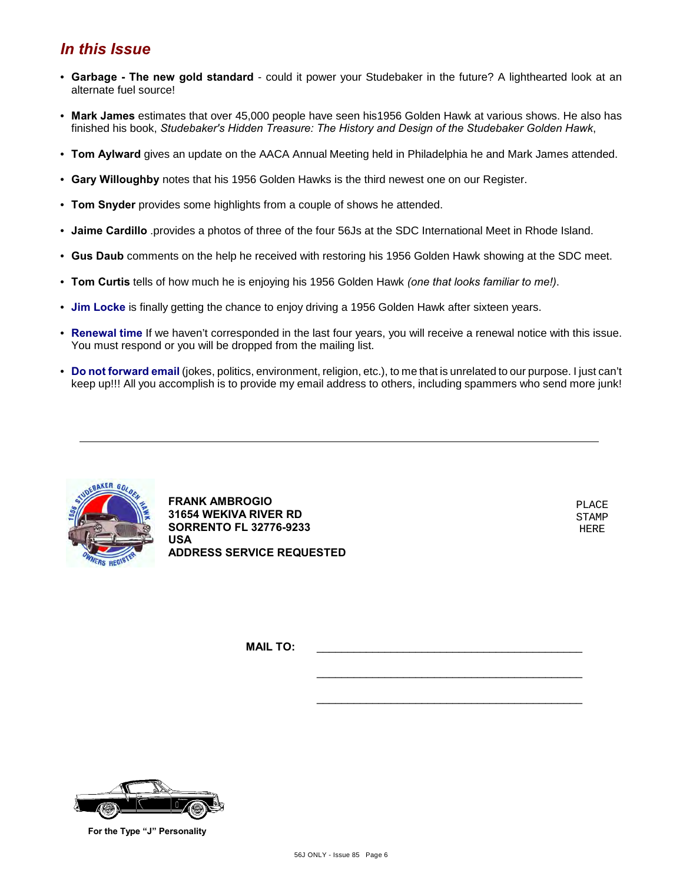## *In this Issue*

- **Garbage - The new gold standard** - could it power your Studebaker in the future? A lighthearted look at an alternate fuel source!
- **Mark James** estimates that over 45,000 people have seen his1956 Golden Hawk at various shows. He also has finished his book, *Studebaker's Hidden Treasure: The History and Design of the Studebaker Golden Hawk*,
- **Tom Aylward** gives an update on the AACA Annual Meeting held in Philadelphia he and Mark James attended.
- **Gary Willoughby** notes that his 1956 Golden Hawks is the third newest one on our Register.
- **Tom Snyder** provides some highlights from a couple of shows he attended.
- **Jaime Cardillo** .provides a photos of three of the four 56Js at the SDC International Meet in Rhode Island.
- **Gus Daub** comments on the help he received with restoring his 1956 Golden Hawk showing at the SDC meet.
- **Tom Curtis** tells of how much he is enjoying his 1956 Golden Hawk *(one that looks familiar to me!)*.
- **Jim Locke** is finally getting the chance to enjoy driving a 1956 Golden Hawk after sixteen years.
- **Renewal time** If we haven't corresponded in the last four years, you will receive a renewal notice with this issue. You must respond or you will be dropped from the mailing list.
- **Do not forward email** (jokes, politics, environment, religion, etc.), to me that is unrelated to our purpose. I just can't keep up!!! All you accomplish is to provide my email address to others, including spammers who send more junk!

---

**FRANK AMBROGIO**
**31654 WEKIVA RIVER RD**
**SORRENTO FL 32776-9233**
**USA**
**ADDRESS SERVICE REQUESTED**

PLACE
STAMP
HERE

**MAIL TO:** ____________________________________________

____________________________________________

____________________________________________

**For the Type "J" Personality**